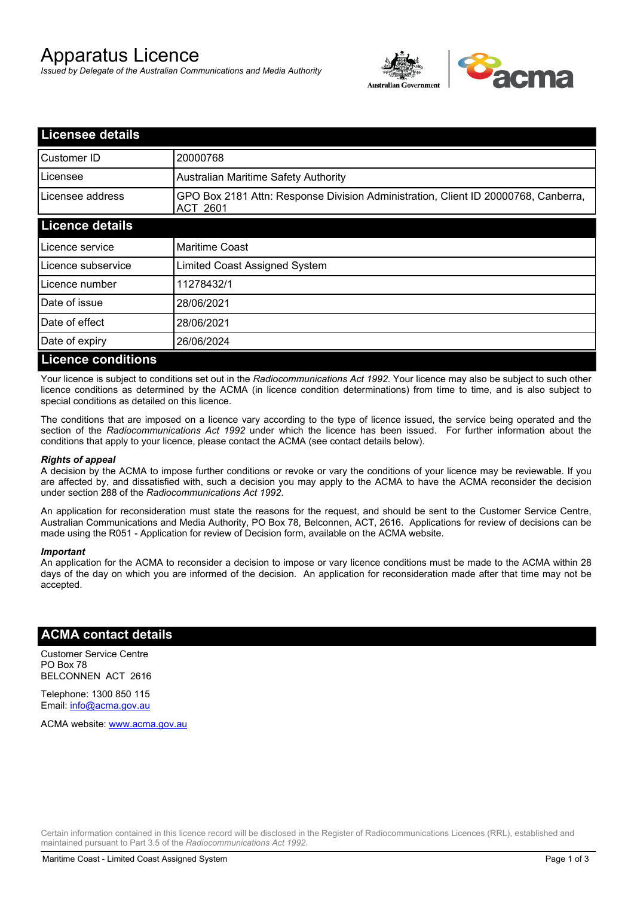# Apparatus Licence

*Issued by Delegate of the Australian Communications and Media Authority*

## Licensee details

| Customer ID | 20000768 |
|---|---|
| Licensee | Australian Maritime Safety Authority |
| Licensee address | GPO Box 2181 Attn: Response Division Administration, Client ID 20000768, Canberra, ACT 2601 |

## Licence details

| Licence service | Maritime Coast |
|---|---|
| Licence subservice | Limited Coast Assigned System |
| Licence number | 11278432/1 |
| Date of issue | 28/06/2021 |
| Date of effect | 28/06/2021 |
| Date of expiry | 26/06/2024 |

## Licence conditions

Your licence is subject to conditions set out in the *Radiocommunications Act 1992*. Your licence may also be subject to such other licence conditions as determined by the ACMA (in licence condition determinations) from time to time, and is also subject to special conditions as detailed on this licence.

The conditions that are imposed on a licence vary according to the type of licence issued, the service being operated and the section of the *Radiocommunications Act 1992* under which the licence has been issued. For further information about the conditions that apply to your licence, please contact the ACMA (see contact details below).

***Rights of appeal***

A decision by the ACMA to impose further conditions or revoke or vary the conditions of your licence may be reviewable. If you are affected by, and dissatisfied with, such a decision you may apply to the ACMA to have the ACMA reconsider the decision under section 288 of the *Radiocommunications Act 1992*.

An application for reconsideration must state the reasons for the request, and should be sent to the Customer Service Centre, Australian Communications and Media Authority, PO Box 78, Belconnen, ACT, 2616. Applications for review of decisions can be made using the R051 - Application for review of Decision form, available on the ACMA website.

***Important***

An application for the ACMA to reconsider a decision to impose or vary licence conditions must be made to the ACMA within 28 days of the day on which you are informed of the decision. An application for reconsideration made after that time may not be accepted.

## ACMA contact details

Customer Service Centre
PO Box 78
BELCONNEN ACT 2616

Telephone: 1300 850 115
Email: info@acma.gov.au

ACMA website: www.acma.gov.au

Certain information contained in this licence record will be disclosed in the Register of Radiocommunications Licences (RRL), established and maintained pursuant to Part 3.5 of the *Radiocommunications Act 1992.*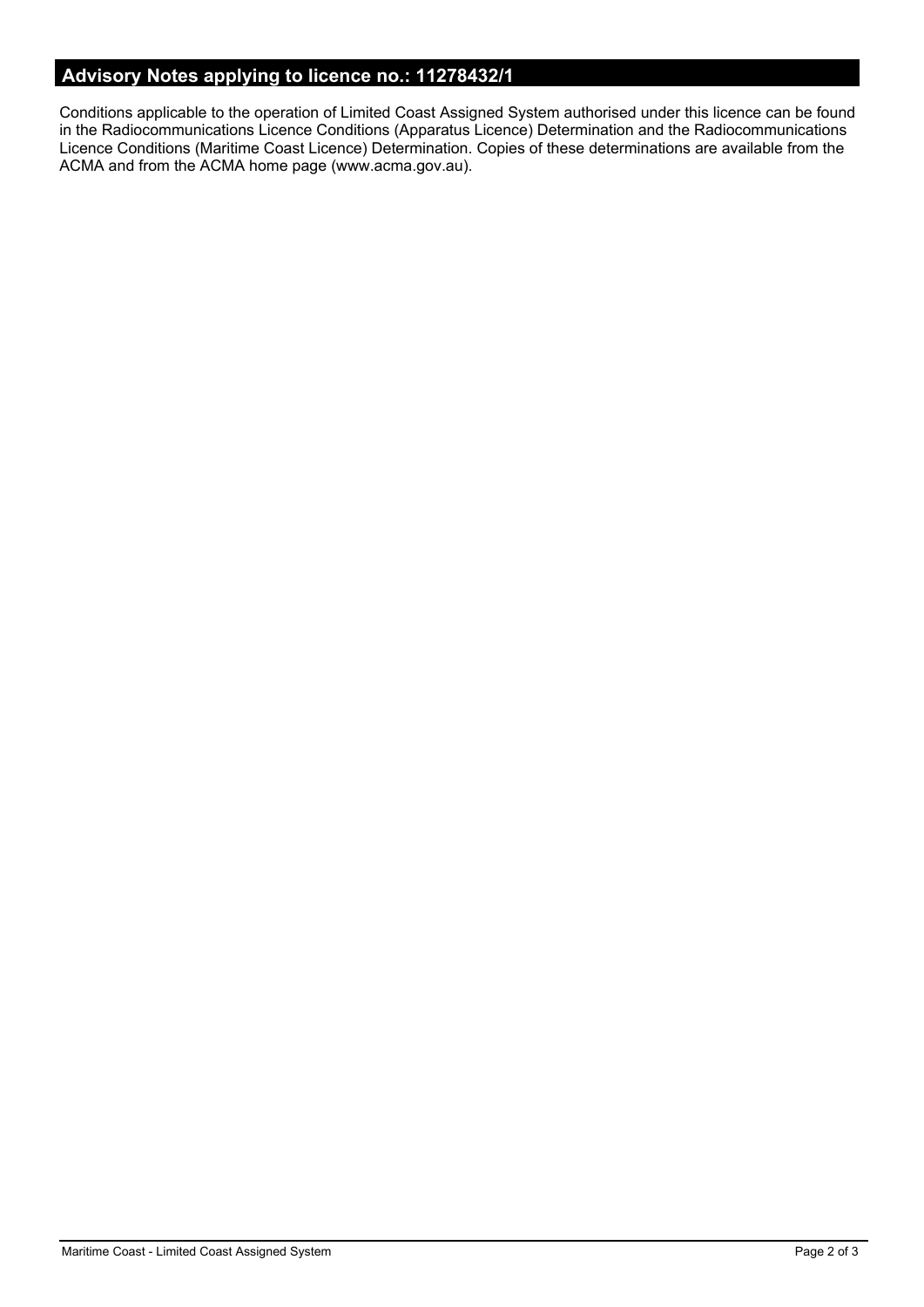## Advisory Notes applying to licence no.: 11278432/1

Conditions applicable to the operation of Limited Coast Assigned System authorised under this licence can be found in the Radiocommunications Licence Conditions (Apparatus Licence) Determination and the Radiocommunications Licence Conditions (Maritime Coast Licence) Determination. Copies of these determinations are available from the ACMA and from the ACMA home page (www.acma.gov.au).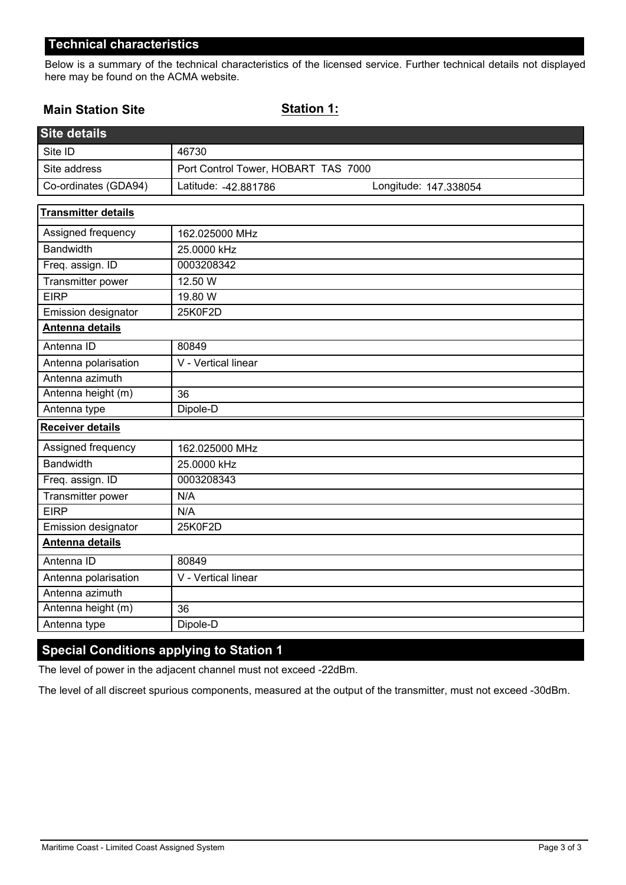## Technical characteristics

Below is a summary of the technical characteristics of the licensed service. Further technical details not displayed here may be found on the ACMA website.

**Main Station Site** **Station 1:**

| Site details | |
|---|---|
| Site ID | 46730 |
| Site address | Port Control Tower, HOBART TAS 7000 |
| Co-ordinates (GDA94) | Latitude: -42.881786 Longitude: 147.338054 |

| Transmitter details | |
|---|---|
| Assigned frequency | 162.025000 MHz |
| Bandwidth | 25.0000 kHz |
| Freq. assign. ID | 0003208342 |
| Transmitter power | 12.50 W |
| EIRP | 19.80 W |
| Emission designator | 25K0F2D |
| **Antenna details** | |
| Antenna ID | 80849 |
| Antenna polarisation | V - Vertical linear |
| Antenna azimuth | |
| Antenna height (m) | 36 |
| Antenna type | Dipole-D |

| Receiver details | |
|---|---|
| Assigned frequency | 162.025000 MHz |
| Bandwidth | 25.0000 kHz |
| Freq. assign. ID | 0003208343 |
| Transmitter power | N/A |
| EIRP | N/A |
| Emission designator | 25K0F2D |
| **Antenna details** | |
| Antenna ID | 80849 |
| Antenna polarisation | V - Vertical linear |
| Antenna azimuth | |
| Antenna height (m) | 36 |
| Antenna type | Dipole-D |

## Special Conditions applying to Station 1

The level of power in the adjacent channel must not exceed -22dBm.

The level of all discreet spurious components, measured at the output of the transmitter, must not exceed -30dBm.